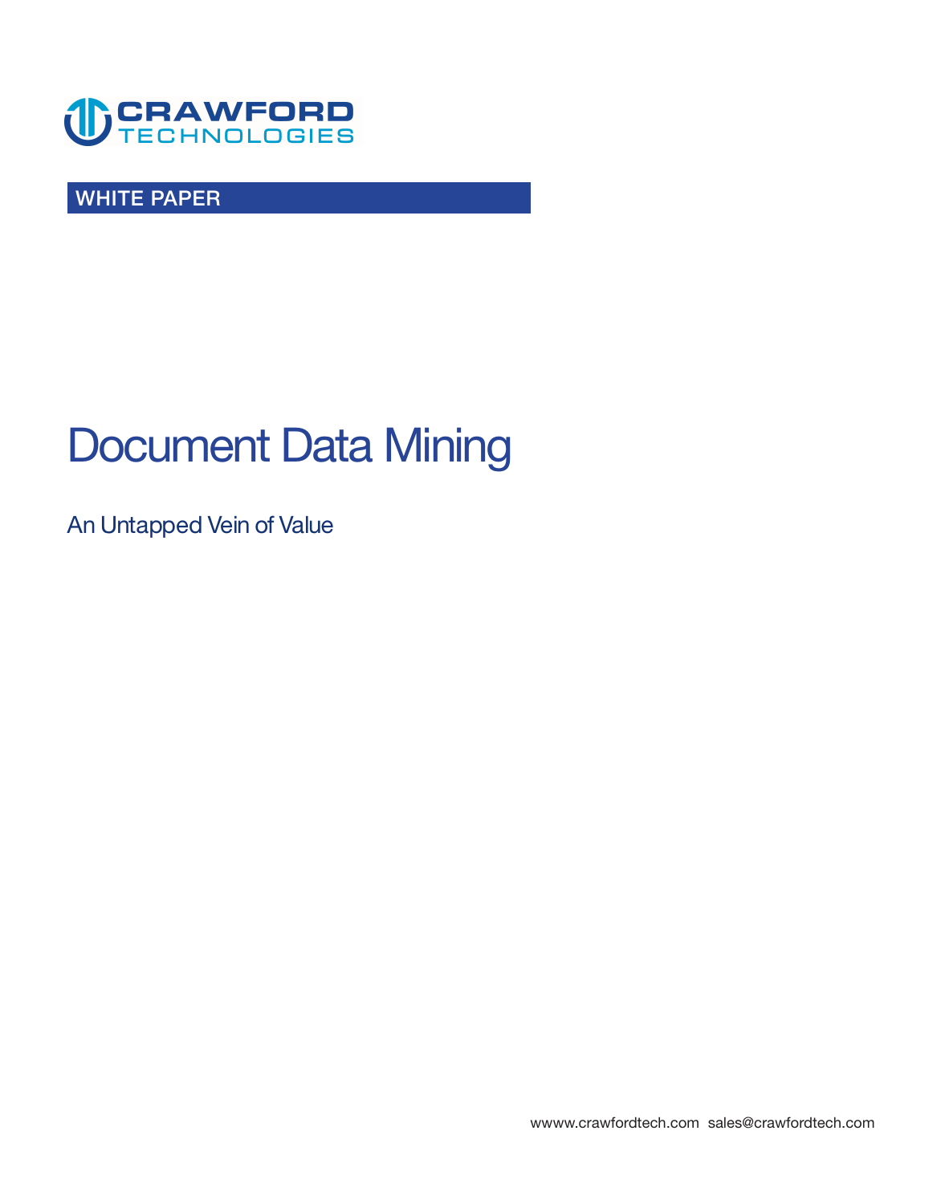CRAWFORD TECHNOLOGIES

WHITE PAPER

# Document Data Mining

## An Untapped Vein of Value

wwww.crawfordtech.com sales@crawfordtech.com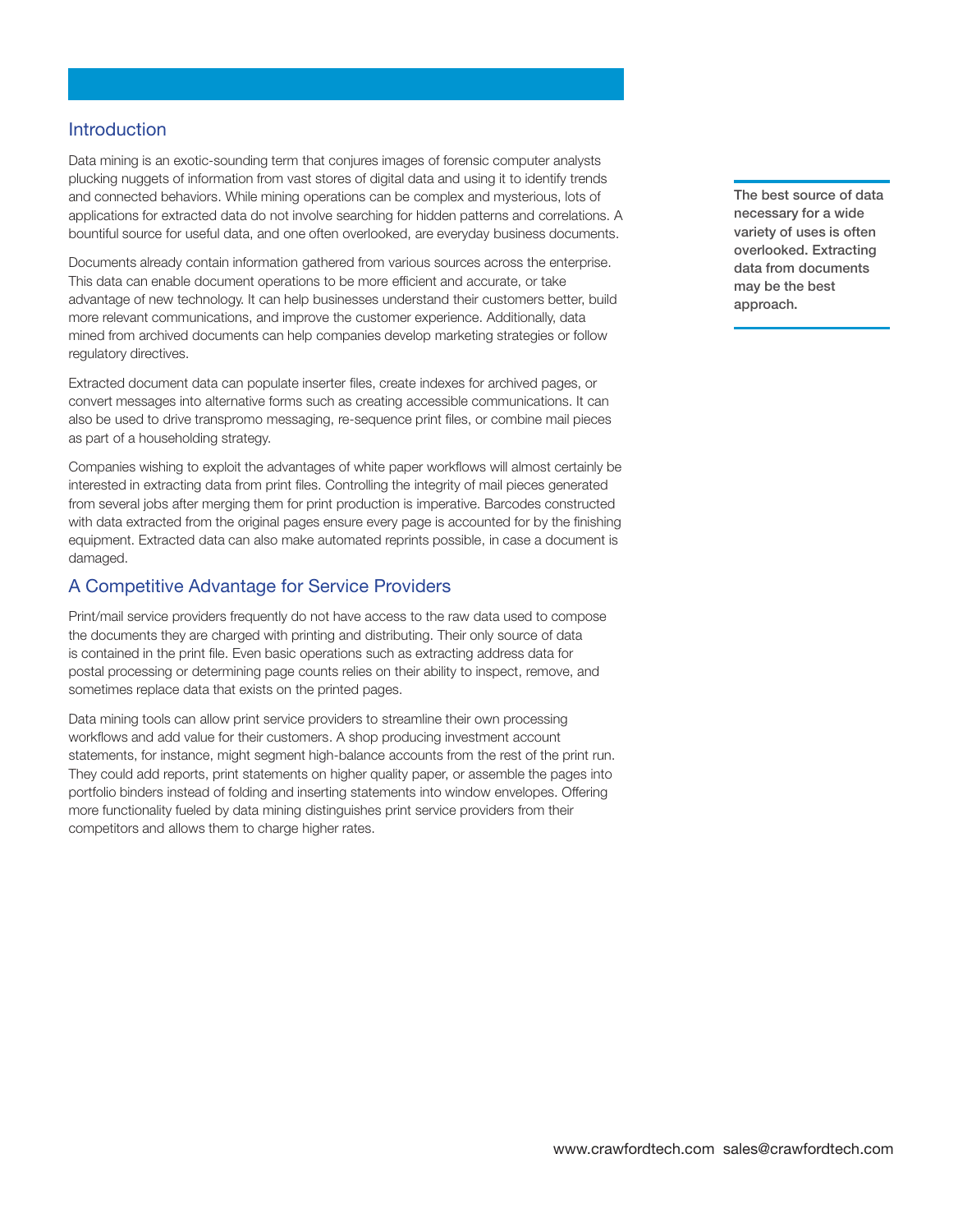## Introduction

Data mining is an exotic-sounding term that conjures images of forensic computer analysts plucking nuggets of information from vast stores of digital data and using it to identify trends and connected behaviors. While mining operations can be complex and mysterious, lots of applications for extracted data do not involve searching for hidden patterns and correlations. A bountiful source for useful data, and one often overlooked, are everyday business documents.

**The best source of data necessary for a wide variety of uses is often overlooked. Extracting data from documents may be the best approach.**

Documents already contain information gathered from various sources across the enterprise. This data can enable document operations to be more efficient and accurate, or take advantage of new technology. It can help businesses understand their customers better, build more relevant communications, and improve the customer experience. Additionally, data mined from archived documents can help companies develop marketing strategies or follow regulatory directives.

Extracted document data can populate inserter files, create indexes for archived pages, or convert messages into alternative forms such as creating accessible communications. It can also be used to drive transpromo messaging, re-sequence print files, or combine mail pieces as part of a householding strategy.

Companies wishing to exploit the advantages of white paper workflows will almost certainly be interested in extracting data from print files. Controlling the integrity of mail pieces generated from several jobs after merging them for print production is imperative. Barcodes constructed with data extracted from the original pages ensure every page is accounted for by the finishing equipment. Extracted data can also make automated reprints possible, in case a document is damaged.

## A Competitive Advantage for Service Providers

Print/mail service providers frequently do not have access to the raw data used to compose the documents they are charged with printing and distributing. Their only source of data is contained in the print file. Even basic operations such as extracting address data for postal processing or determining page counts relies on their ability to inspect, remove, and sometimes replace data that exists on the printed pages.

Data mining tools can allow print service providers to streamline their own processing workflows and add value for their customers. A shop producing investment account statements, for instance, might segment high-balance accounts from the rest of the print run. They could add reports, print statements on higher quality paper, or assemble the pages into portfolio binders instead of folding and inserting statements into window envelopes. Offering more functionality fueled by data mining distinguishes print service providers from their competitors and allows them to charge higher rates.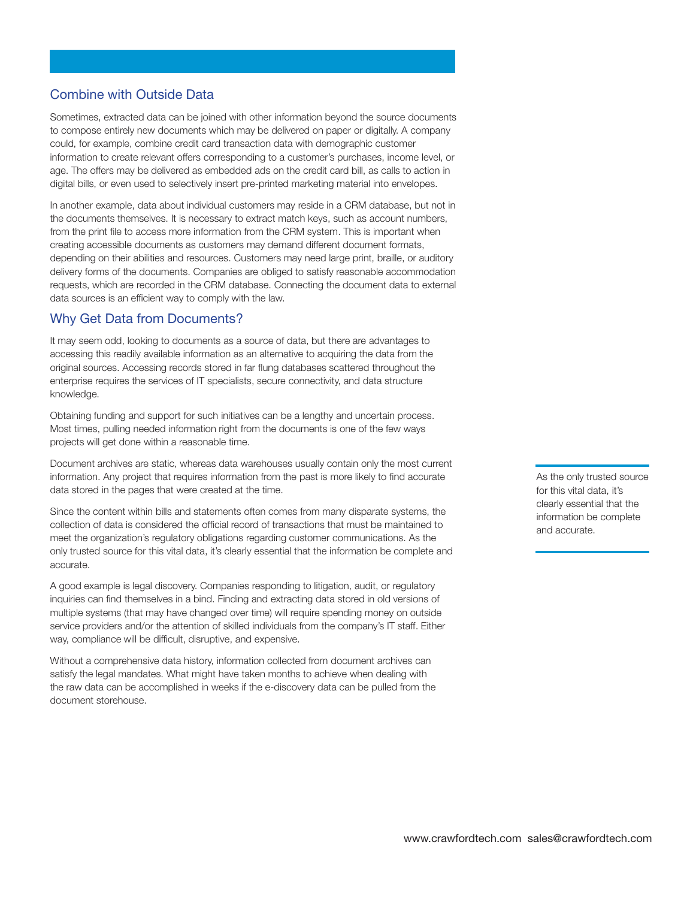## Combine with Outside Data

Sometimes, extracted data can be joined with other information beyond the source documents to compose entirely new documents which may be delivered on paper or digitally. A company could, for example, combine credit card transaction data with demographic customer information to create relevant offers corresponding to a customer's purchases, income level, or age. The offers may be delivered as embedded ads on the credit card bill, as calls to action in digital bills, or even used to selectively insert pre-printed marketing material into envelopes.

In another example, data about individual customers may reside in a CRM database, but not in the documents themselves. It is necessary to extract match keys, such as account numbers, from the print file to access more information from the CRM system. This is important when creating accessible documents as customers may demand different document formats, depending on their abilities and resources. Customers may need large print, braille, or auditory delivery forms of the documents. Companies are obliged to satisfy reasonable accommodation requests, which are recorded in the CRM database. Connecting the document data to external data sources is an efficient way to comply with the law.

## Why Get Data from Documents?

It may seem odd, looking to documents as a source of data, but there are advantages to accessing this readily available information as an alternative to acquiring the data from the original sources. Accessing records stored in far flung databases scattered throughout the enterprise requires the services of IT specialists, secure connectivity, and data structure knowledge.

Obtaining funding and support for such initiatives can be a lengthy and uncertain process. Most times, pulling needed information right from the documents is one of the few ways projects will get done within a reasonable time.

Document archives are static, whereas data warehouses usually contain only the most current information. Any project that requires information from the past is more likely to find accurate data stored in the pages that were created at the time.

Since the content within bills and statements often comes from many disparate systems, the collection of data is considered the official record of transactions that must be maintained to meet the organization's regulatory obligations regarding customer communications. As the only trusted source for this vital data, it's clearly essential that the information be complete and accurate.

> As the only trusted source for this vital data, it's clearly essential that the information be complete and accurate.

A good example is legal discovery. Companies responding to litigation, audit, or regulatory inquiries can find themselves in a bind. Finding and extracting data stored in old versions of multiple systems (that may have changed over time) will require spending money on outside service providers and/or the attention of skilled individuals from the company's IT staff. Either way, compliance will be difficult, disruptive, and expensive.

Without a comprehensive data history, information collected from document archives can satisfy the legal mandates. What might have taken months to achieve when dealing with the raw data can be accomplished in weeks if the e-discovery data can be pulled from the document storehouse.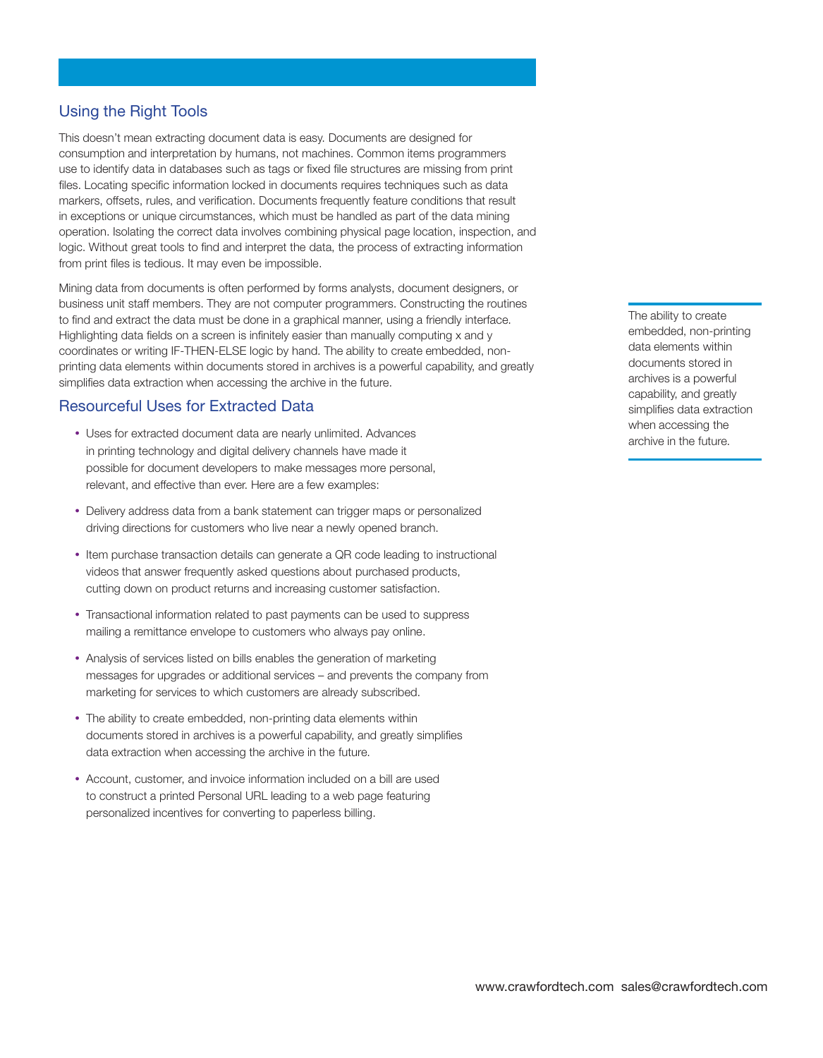## Using the Right Tools

This doesn't mean extracting document data is easy. Documents are designed for consumption and interpretation by humans, not machines. Common items programmers use to identify data in databases such as tags or fixed file structures are missing from print files. Locating specific information locked in documents requires techniques such as data markers, offsets, rules, and verification. Documents frequently feature conditions that result in exceptions or unique circumstances, which must be handled as part of the data mining operation. Isolating the correct data involves combining physical page location, inspection, and logic. Without great tools to find and interpret the data, the process of extracting information from print files is tedious. It may even be impossible.

Mining data from documents is often performed by forms analysts, document designers, or business unit staff members. They are not computer programmers. Constructing the routines to find and extract the data must be done in a graphical manner, using a friendly interface. Highlighting data fields on a screen is infinitely easier than manually computing x and y coordinates or writing IF-THEN-ELSE logic by hand. The ability to create embedded, non-printing data elements within documents stored in archives is a powerful capability, and greatly simplifies data extraction when accessing the archive in the future.

> The ability to create embedded, non-printing data elements within documents stored in archives is a powerful capability, and greatly simplifies data extraction when accessing the archive in the future.

## Resourceful Uses for Extracted Data

- Uses for extracted document data are nearly unlimited. Advances in printing technology and digital delivery channels have made it possible for document developers to make messages more personal, relevant, and effective than ever. Here are a few examples:
- Delivery address data from a bank statement can trigger maps or personalized driving directions for customers who live near a newly opened branch.
- Item purchase transaction details can generate a QR code leading to instructional videos that answer frequently asked questions about purchased products, cutting down on product returns and increasing customer satisfaction.
- Transactional information related to past payments can be used to suppress mailing a remittance envelope to customers who always pay online.
- Analysis of services listed on bills enables the generation of marketing messages for upgrades or additional services – and prevents the company from marketing for services to which customers are already subscribed.
- The ability to create embedded, non-printing data elements within documents stored in archives is a powerful capability, and greatly simplifies data extraction when accessing the archive in the future.
- Account, customer, and invoice information included on a bill are used to construct a printed Personal URL leading to a web page featuring personalized incentives for converting to paperless billing.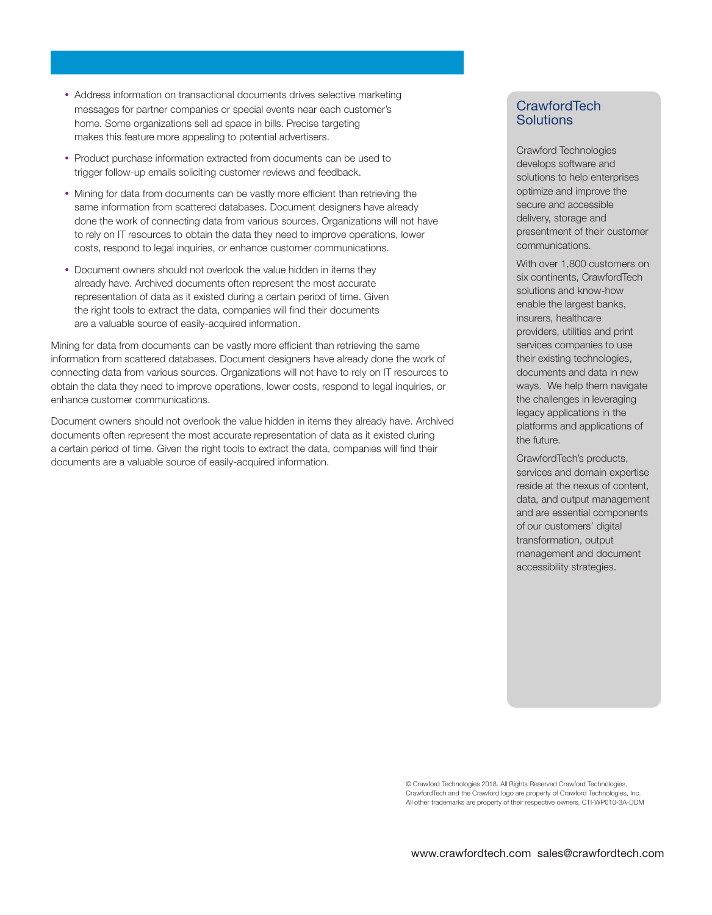- Address information on transactional documents drives selective marketing messages for partner companies or special events near each customer's home. Some organizations sell ad space in bills. Precise targeting makes this feature more appealing to potential advertisers.
- Product purchase information extracted from documents can be used to trigger follow-up emails soliciting customer reviews and feedback.
- Mining for data from documents can be vastly more efficient than retrieving the same information from scattered databases. Document designers have already done the work of connecting data from various sources. Organizations will not have to rely on IT resources to obtain the data they need to improve operations, lower costs, respond to legal inquiries, or enhance customer communications.
- Document owners should not overlook the value hidden in items they already have. Archived documents often represent the most accurate representation of data as it existed during a certain period of time. Given the right tools to extract the data, companies will find their documents are a valuable source of easily-acquired information.

Mining for data from documents can be vastly more efficient than retrieving the same information from scattered databases. Document designers have already done the work of connecting data from various sources. Organizations will not have to rely on IT resources to obtain the data they need to improve operations, lower costs, respond to legal inquiries, or enhance customer communications.

Document owners should not overlook the value hidden in items they already have. Archived documents often represent the most accurate representation of data as it existed during a certain period of time. Given the right tools to extract the data, companies will find their documents are a valuable source of easily-acquired information.

## CrawfordTech Solutions

Crawford Technologies develops software and solutions to help enterprises optimize and improve the secure and accessible delivery, storage and presentment of their customer communications.

With over 1,800 customers on six continents, CrawfordTech solutions and know-how enable the largest banks, insurers, healthcare providers, utilities and print services companies to use their existing technologies, documents and data in new ways. We help them navigate the challenges in leveraging legacy applications in the platforms and applications of the future.

CrawfordTech's products, services and domain expertise reside at the nexus of content, data, and output management and are essential components of our customers' digital transformation, output management and document accessibility strategies.

© Crawford Technologies 2018. All Rights Reserved Crawford Technologies, CrawfordTech and the Crawford logo are property of Crawford Technologies, Inc. All other trademarks are property of their respective owners. CTI-WP010-3A-DDM

www.crawfordtech.com sales@crawfordtech.com